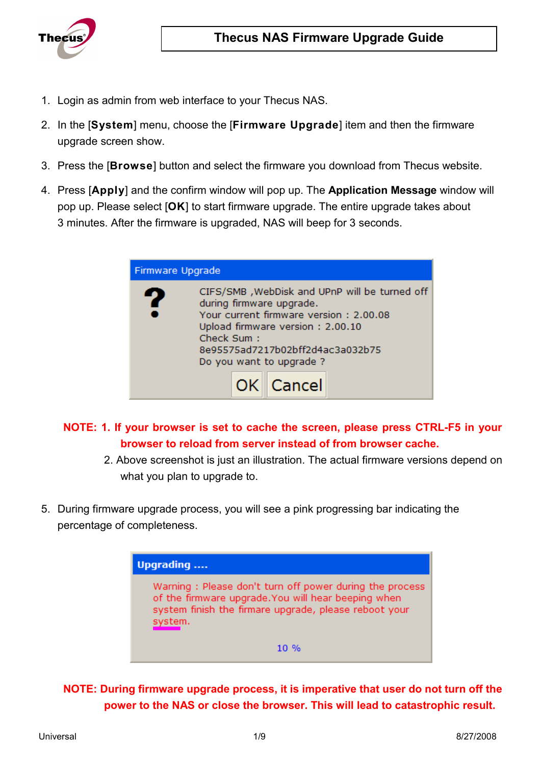# Thecus NAS Firmware Upgrade Guide

1. Login as admin from web interface to your Thecus NAS.
2. In the [**System**] menu, choose the [**Firmware Upgrade**] item and then the firmware upgrade screen show.
3. Press the [**Browse**] button and select the firmware you download from Thecus website.
4. Press [**Apply**] and the confirm window will pop up. The **Application Message** window will pop up. Please select [**OK**] to start firmware upgrade. The entire upgrade takes about 3 minutes. After the firmware is upgraded, NAS will beep for 3 seconds.

Firmware Upgrade

CIFS/SMB ,WebDisk and UPnP will be turned off during firmware upgrade.
Your current firmware version : 2.00.08
Upload firmware version : 2.00.10
Check Sum :
8e95575ad7217b02bff2d4ac3a032b75
Do you want to upgrade ?

OK Cancel

**NOTE: 1. If your browser is set to cache the screen, please press CTRL-F5 in your browser to reload from server instead of from browser cache.**

2. Above screenshot is just an illustration. The actual firmware versions depend on what you plan to upgrade to.

5. During firmware upgrade process, you will see a pink progressing bar indicating the percentage of completeness.

Upgrading ....

Warning : Please don't turn off power during the process of the firmware upgrade.You will hear beeping when system finish the firmare upgrade, please reboot your system.

10 %

**NOTE: During firmware upgrade process, it is imperative that user do not turn off the power to the NAS or close the browser. This will lead to catastrophic result.**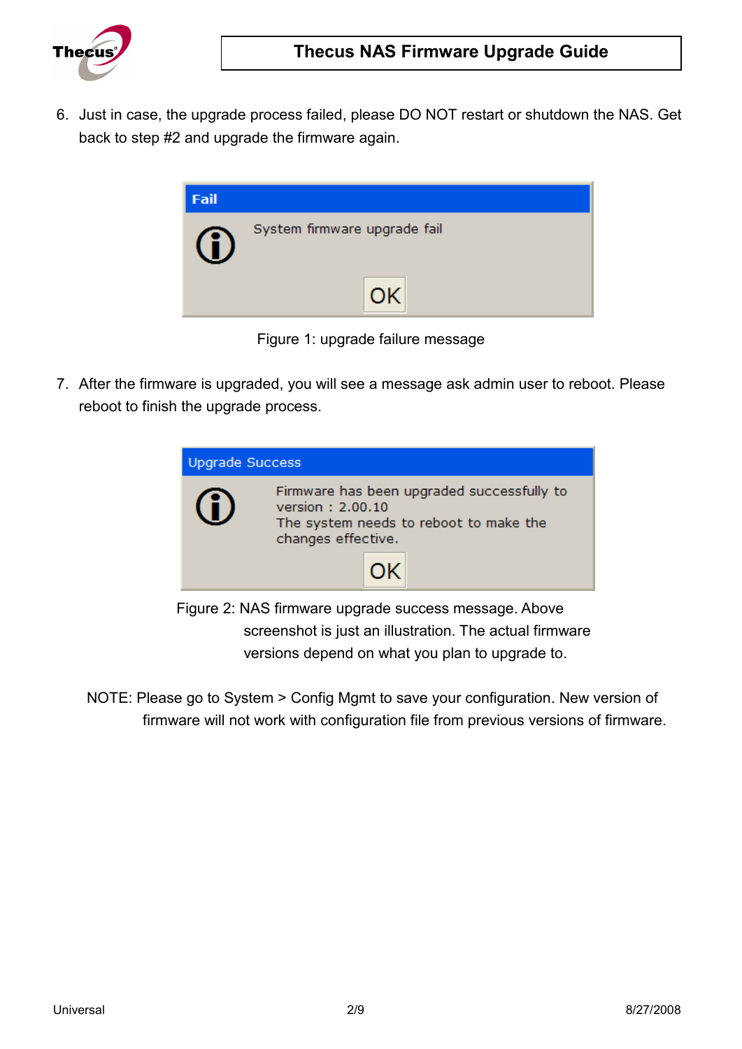6. Just in case, the upgrade process failed, please DO NOT restart or shutdown the NAS. Get back to step #2 and upgrade the firmware again.

Figure 1: upgrade failure message

7. After the firmware is upgraded, you will see a message ask admin user to reboot. Please reboot to finish the upgrade process.

Figure 2: NAS firmware upgrade success message. Above screenshot is just an illustration. The actual firmware versions depend on what you plan to upgrade to.

NOTE: Please go to System > Config Mgmt to save your configuration. New version of firmware will not work with configuration file from previous versions of firmware.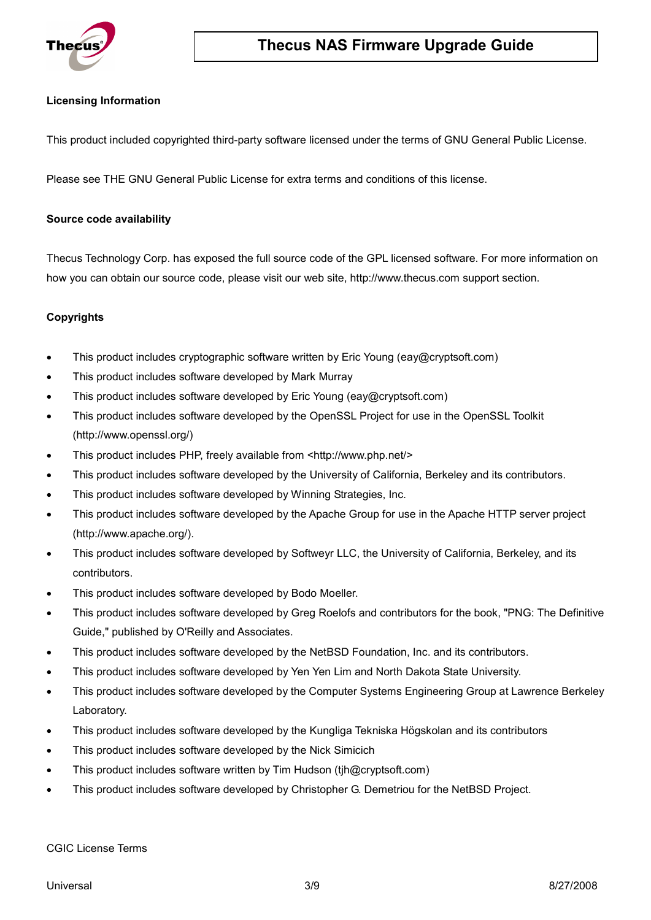### Licensing Information

This product included copyrighted third-party software licensed under the terms of GNU General Public License.

Please see THE GNU General Public License for extra terms and conditions of this license.

### Source code availability

Thecus Technology Corp. has exposed the full source code of the GPL licensed software. For more information on how you can obtain our source code, please visit our web site, http://www.thecus.com support section.

### Copyrights

- This product includes cryptographic software written by Eric Young (eay@cryptsoft.com)
- This product includes software developed by Mark Murray
- This product includes software developed by Eric Young (eay@cryptsoft.com)
- This product includes software developed by the OpenSSL Project for use in the OpenSSL Toolkit (http://www.openssl.org/)
- This product includes PHP, freely available from <http://www.php.net/>
- This product includes software developed by the University of California, Berkeley and its contributors.
- This product includes software developed by Winning Strategies, Inc.
- This product includes software developed by the Apache Group for use in the Apache HTTP server project (http://www.apache.org/).
- This product includes software developed by Softweyr LLC, the University of California, Berkeley, and its contributors.
- This product includes software developed by Bodo Moeller.
- This product includes software developed by Greg Roelofs and contributors for the book, "PNG: The Definitive Guide," published by O'Reilly and Associates.
- This product includes software developed by the NetBSD Foundation, Inc. and its contributors.
- This product includes software developed by Yen Yen Lim and North Dakota State University.
- This product includes software developed by the Computer Systems Engineering Group at Lawrence Berkeley Laboratory.
- This product includes software developed by the Kungliga Tekniska Högskolan and its contributors
- This product includes software developed by the Nick Simicich
- This product includes software written by Tim Hudson (tjh@cryptsoft.com)
- This product includes software developed by Christopher G. Demetriou for the NetBSD Project.

CGIC License Terms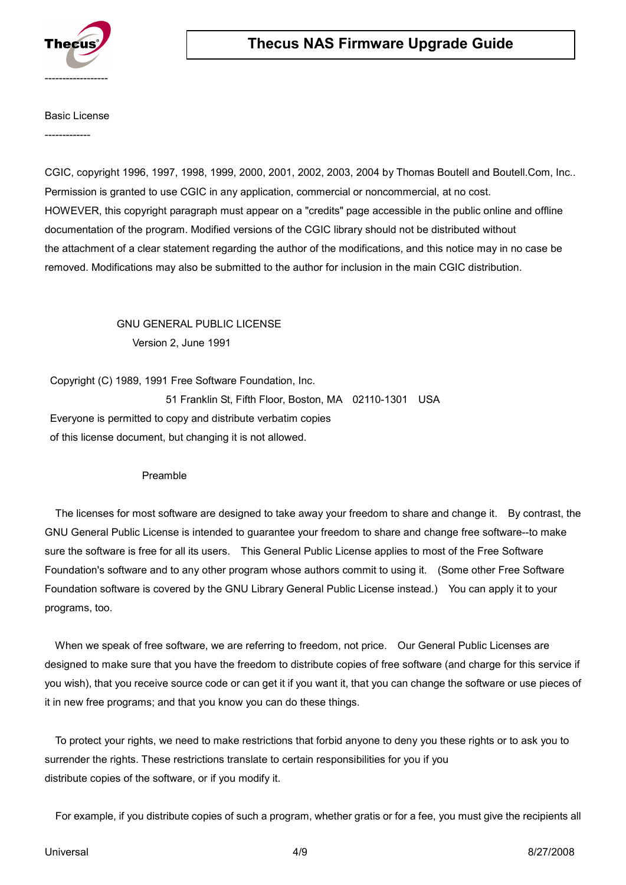------------------

Basic License

-------------

CGIC, copyright 1996, 1997, 1998, 1999, 2000, 2001, 2002, 2003, 2004 by Thomas Boutell and Boutell.Com, Inc.. Permission is granted to use CGIC in any application, commercial or noncommercial, at no cost. HOWEVER, this copyright paragraph must appear on a "credits" page accessible in the public online and offline documentation of the program. Modified versions of the CGIC library should not be distributed without the attachment of a clear statement regarding the author of the modifications, and this notice may in no case be removed. Modifications may also be submitted to the author for inclusion in the main CGIC distribution.

GNU GENERAL PUBLIC LICENSE

Version 2, June 1991

Copyright (C) 1989, 1991 Free Software Foundation, Inc.
51 Franklin St, Fifth Floor, Boston, MA 02110-1301 USA
Everyone is permitted to copy and distribute verbatim copies
of this license document, but changing it is not allowed.

Preamble

The licenses for most software are designed to take away your freedom to share and change it. By contrast, the GNU General Public License is intended to guarantee your freedom to share and change free software--to make sure the software is free for all its users. This General Public License applies to most of the Free Software Foundation's software and to any other program whose authors commit to using it. (Some other Free Software Foundation software is covered by the GNU Library General Public License instead.) You can apply it to your programs, too.

When we speak of free software, we are referring to freedom, not price. Our General Public Licenses are designed to make sure that you have the freedom to distribute copies of free software (and charge for this service if you wish), that you receive source code or can get it if you want it, that you can change the software or use pieces of it in new free programs; and that you know you can do these things.

To protect your rights, we need to make restrictions that forbid anyone to deny you these rights or to ask you to surrender the rights. These restrictions translate to certain responsibilities for you if you distribute copies of the software, or if you modify it.

For example, if you distribute copies of such a program, whether gratis or for a fee, you must give the recipients all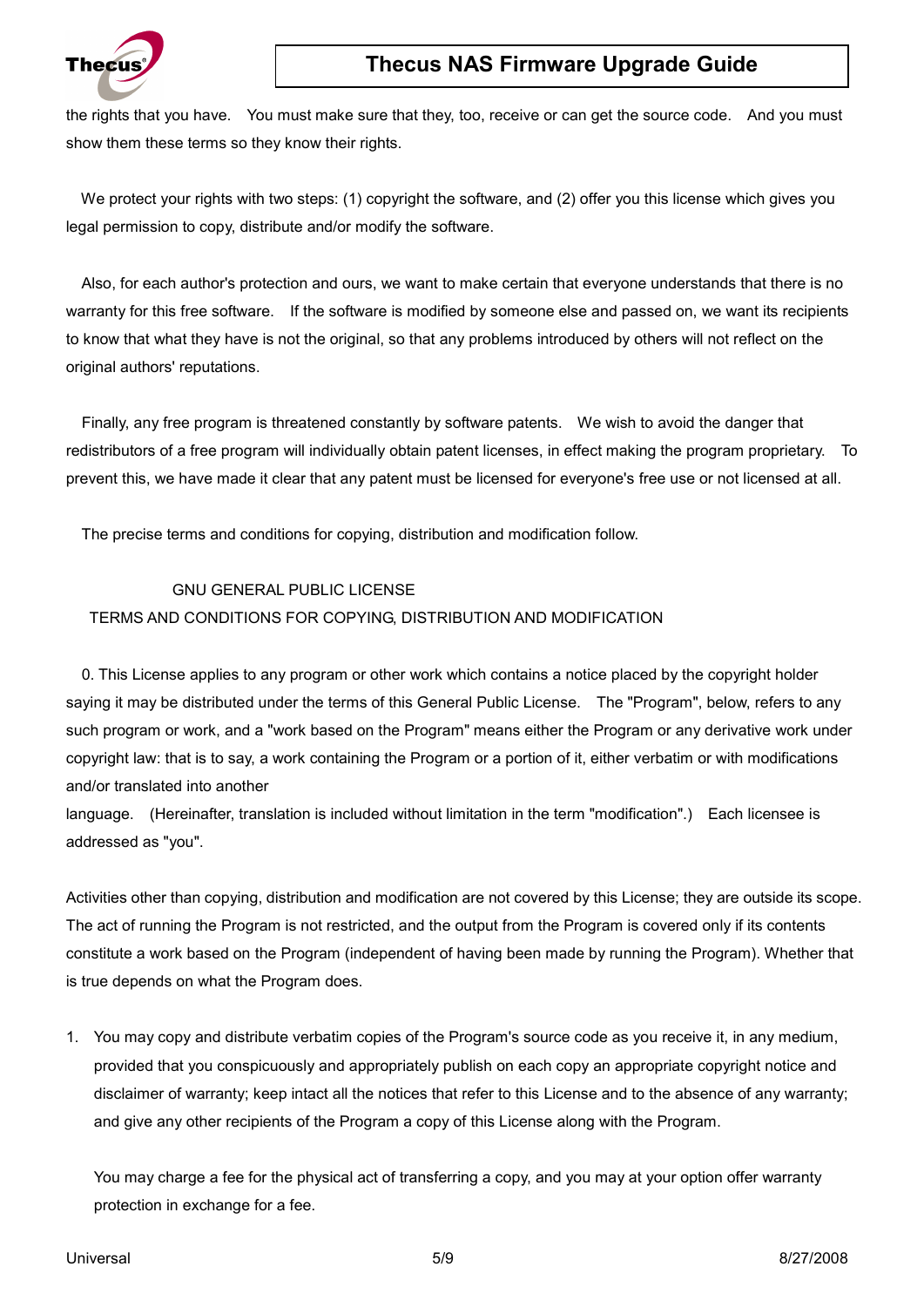the rights that you have. You must make sure that they, too, receive or can get the source code. And you must show them these terms so they know their rights.

We protect your rights with two steps: (1) copyright the software, and (2) offer you this license which gives you legal permission to copy, distribute and/or modify the software.

Also, for each author's protection and ours, we want to make certain that everyone understands that there is no warranty for this free software. If the software is modified by someone else and passed on, we want its recipients to know that what they have is not the original, so that any problems introduced by others will not reflect on the original authors' reputations.

Finally, any free program is threatened constantly by software patents. We wish to avoid the danger that redistributors of a free program will individually obtain patent licenses, in effect making the program proprietary. To prevent this, we have made it clear that any patent must be licensed for everyone's free use or not licensed at all.

The precise terms and conditions for copying, distribution and modification follow.

GNU GENERAL PUBLIC LICENSE
TERMS AND CONDITIONS FOR COPYING, DISTRIBUTION AND MODIFICATION

0. This License applies to any program or other work which contains a notice placed by the copyright holder saying it may be distributed under the terms of this General Public License. The "Program", below, refers to any such program or work, and a "work based on the Program" means either the Program or any derivative work under copyright law: that is to say, a work containing the Program or a portion of it, either verbatim or with modifications and/or translated into another
language. (Hereinafter, translation is included without limitation in the term "modification".) Each licensee is addressed as "you".

Activities other than copying, distribution and modification are not covered by this License; they are outside its scope. The act of running the Program is not restricted, and the output from the Program is covered only if its contents constitute a work based on the Program (independent of having been made by running the Program). Whether that is true depends on what the Program does.

1. You may copy and distribute verbatim copies of the Program's source code as you receive it, in any medium, provided that you conspicuously and appropriately publish on each copy an appropriate copyright notice and disclaimer of warranty; keep intact all the notices that refer to this License and to the absence of any warranty; and give any other recipients of the Program a copy of this License along with the Program.

   You may charge a fee for the physical act of transferring a copy, and you may at your option offer warranty protection in exchange for a fee.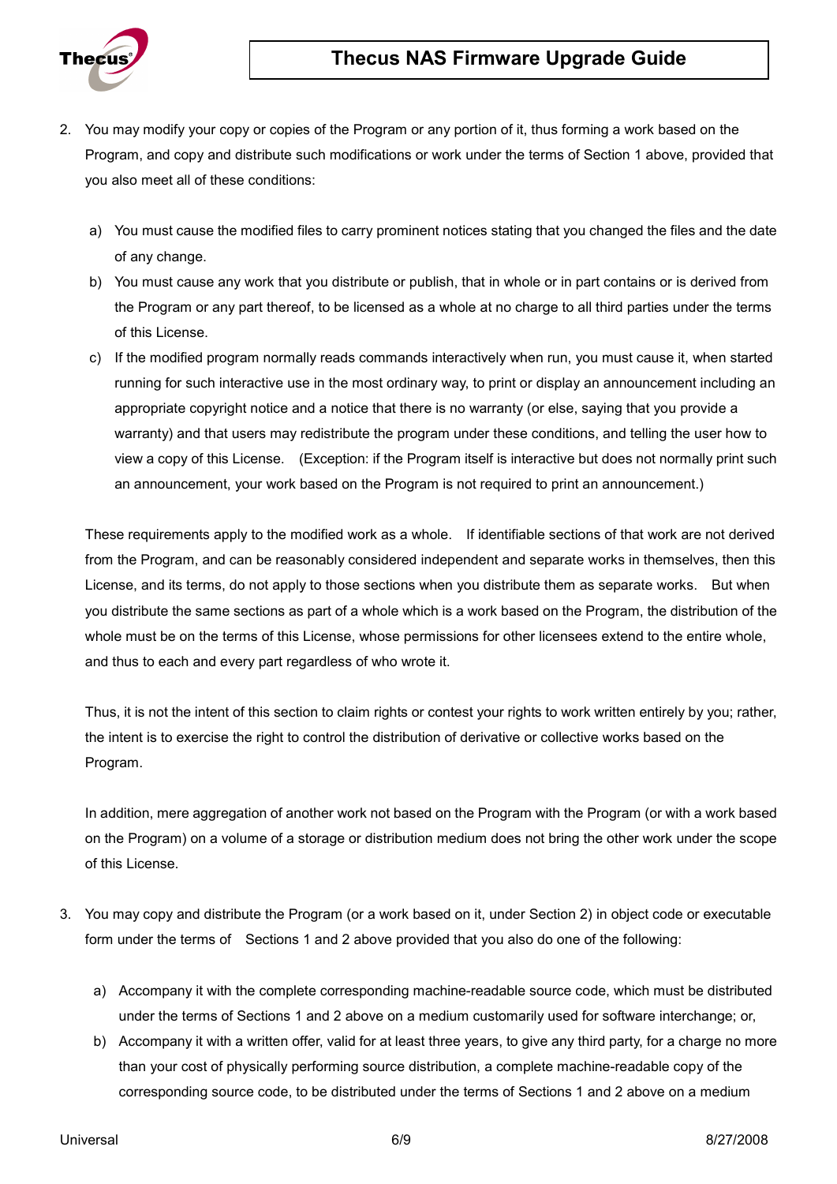2. You may modify your copy or copies of the Program or any portion of it, thus forming a work based on the Program, and copy and distribute such modifications or work under the terms of Section 1 above, provided that you also meet all of these conditions:

   a) You must cause the modified files to carry prominent notices stating that you changed the files and the date of any change.
   b) You must cause any work that you distribute or publish, that in whole or in part contains or is derived from the Program or any part thereof, to be licensed as a whole at no charge to all third parties under the terms of this License.
   c) If the modified program normally reads commands interactively when run, you must cause it, when started running for such interactive use in the most ordinary way, to print or display an announcement including an appropriate copyright notice and a notice that there is no warranty (or else, saying that you provide a warranty) and that users may redistribute the program under these conditions, and telling the user how to view a copy of this License. (Exception: if the Program itself is interactive but does not normally print such an announcement, your work based on the Program is not required to print an announcement.)

   These requirements apply to the modified work as a whole. If identifiable sections of that work are not derived from the Program, and can be reasonably considered independent and separate works in themselves, then this License, and its terms, do not apply to those sections when you distribute them as separate works. But when you distribute the same sections as part of a whole which is a work based on the Program, the distribution of the whole must be on the terms of this License, whose permissions for other licensees extend to the entire whole, and thus to each and every part regardless of who wrote it.

   Thus, it is not the intent of this section to claim rights or contest your rights to work written entirely by you; rather, the intent is to exercise the right to control the distribution of derivative or collective works based on the Program.

   In addition, mere aggregation of another work not based on the Program with the Program (or with a work based on the Program) on a volume of a storage or distribution medium does not bring the other work under the scope of this License.

3. You may copy and distribute the Program (or a work based on it, under Section 2) in object code or executable form under the terms of Sections 1 and 2 above provided that you also do one of the following:

   a) Accompany it with the complete corresponding machine-readable source code, which must be distributed under the terms of Sections 1 and 2 above on a medium customarily used for software interchange; or,
   b) Accompany it with a written offer, valid for at least three years, to give any third party, for a charge no more than your cost of physically performing source distribution, a complete machine-readable copy of the corresponding source code, to be distributed under the terms of Sections 1 and 2 above on a medium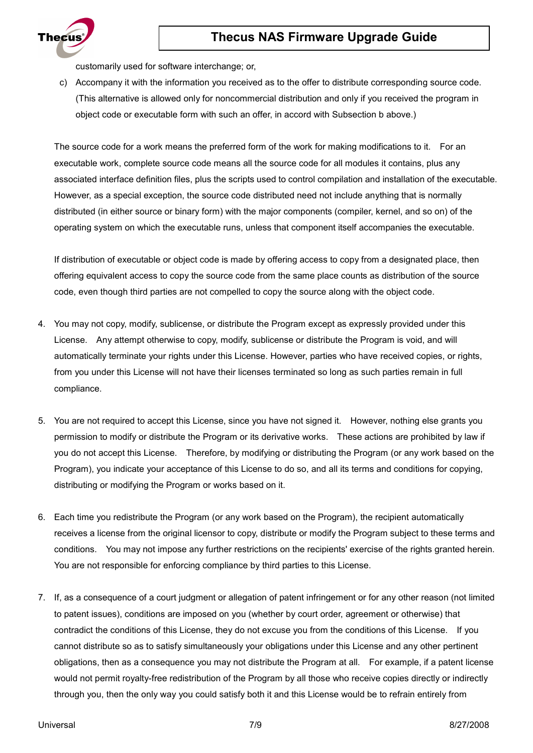customarily used for software interchange; or,

c) Accompany it with the information you received as to the offer to distribute corresponding source code. (This alternative is allowed only for noncommercial distribution and only if you received the program in object code or executable form with such an offer, in accord with Subsection b above.)

The source code for a work means the preferred form of the work for making modifications to it. For an executable work, complete source code means all the source code for all modules it contains, plus any associated interface definition files, plus the scripts used to control compilation and installation of the executable. However, as a special exception, the source code distributed need not include anything that is normally distributed (in either source or binary form) with the major components (compiler, kernel, and so on) of the operating system on which the executable runs, unless that component itself accompanies the executable.

If distribution of executable or object code is made by offering access to copy from a designated place, then offering equivalent access to copy the source code from the same place counts as distribution of the source code, even though third parties are not compelled to copy the source along with the object code.

4. You may not copy, modify, sublicense, or distribute the Program except as expressly provided under this License. Any attempt otherwise to copy, modify, sublicense or distribute the Program is void, and will automatically terminate your rights under this License. However, parties who have received copies, or rights, from you under this License will not have their licenses terminated so long as such parties remain in full compliance.

5. You are not required to accept this License, since you have not signed it. However, nothing else grants you permission to modify or distribute the Program or its derivative works. These actions are prohibited by law if you do not accept this License. Therefore, by modifying or distributing the Program (or any work based on the Program), you indicate your acceptance of this License to do so, and all its terms and conditions for copying, distributing or modifying the Program or works based on it.

6. Each time you redistribute the Program (or any work based on the Program), the recipient automatically receives a license from the original licensor to copy, distribute or modify the Program subject to these terms and conditions. You may not impose any further restrictions on the recipients' exercise of the rights granted herein. You are not responsible for enforcing compliance by third parties to this License.

7. If, as a consequence of a court judgment or allegation of patent infringement or for any other reason (not limited to patent issues), conditions are imposed on you (whether by court order, agreement or otherwise) that contradict the conditions of this License, they do not excuse you from the conditions of this License. If you cannot distribute so as to satisfy simultaneously your obligations under this License and any other pertinent obligations, then as a consequence you may not distribute the Program at all. For example, if a patent license would not permit royalty-free redistribution of the Program by all those who receive copies directly or indirectly through you, then the only way you could satisfy both it and this License would be to refrain entirely from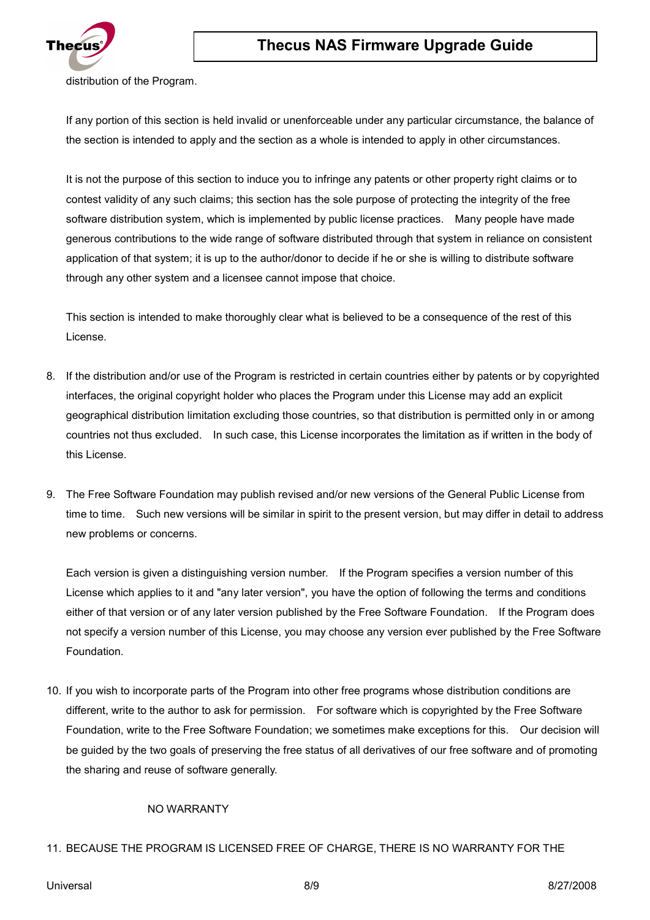distribution of the Program.

If any portion of this section is held invalid or unenforceable under any particular circumstance, the balance of the section is intended to apply and the section as a whole is intended to apply in other circumstances.

It is not the purpose of this section to induce you to infringe any patents or other property right claims or to contest validity of any such claims; this section has the sole purpose of protecting the integrity of the free software distribution system, which is implemented by public license practices. Many people have made generous contributions to the wide range of software distributed through that system in reliance on consistent application of that system; it is up to the author/donor to decide if he or she is willing to distribute software through any other system and a licensee cannot impose that choice.

This section is intended to make thoroughly clear what is believed to be a consequence of the rest of this License.

8. If the distribution and/or use of the Program is restricted in certain countries either by patents or by copyrighted interfaces, the original copyright holder who places the Program under this License may add an explicit geographical distribution limitation excluding those countries, so that distribution is permitted only in or among countries not thus excluded. In such case, this License incorporates the limitation as if written in the body of this License.

9. The Free Software Foundation may publish revised and/or new versions of the General Public License from time to time. Such new versions will be similar in spirit to the present version, but may differ in detail to address new problems or concerns.

   Each version is given a distinguishing version number. If the Program specifies a version number of this License which applies to it and "any later version", you have the option of following the terms and conditions either of that version or of any later version published by the Free Software Foundation. If the Program does not specify a version number of this License, you may choose any version ever published by the Free Software Foundation.

10. If you wish to incorporate parts of the Program into other free programs whose distribution conditions are different, write to the author to ask for permission. For software which is copyrighted by the Free Software Foundation, write to the Free Software Foundation; we sometimes make exceptions for this. Our decision will be guided by the two goals of preserving the free status of all derivatives of our free software and of promoting the sharing and reuse of software generally.

NO WARRANTY

11. BECAUSE THE PROGRAM IS LICENSED FREE OF CHARGE, THERE IS NO WARRANTY FOR THE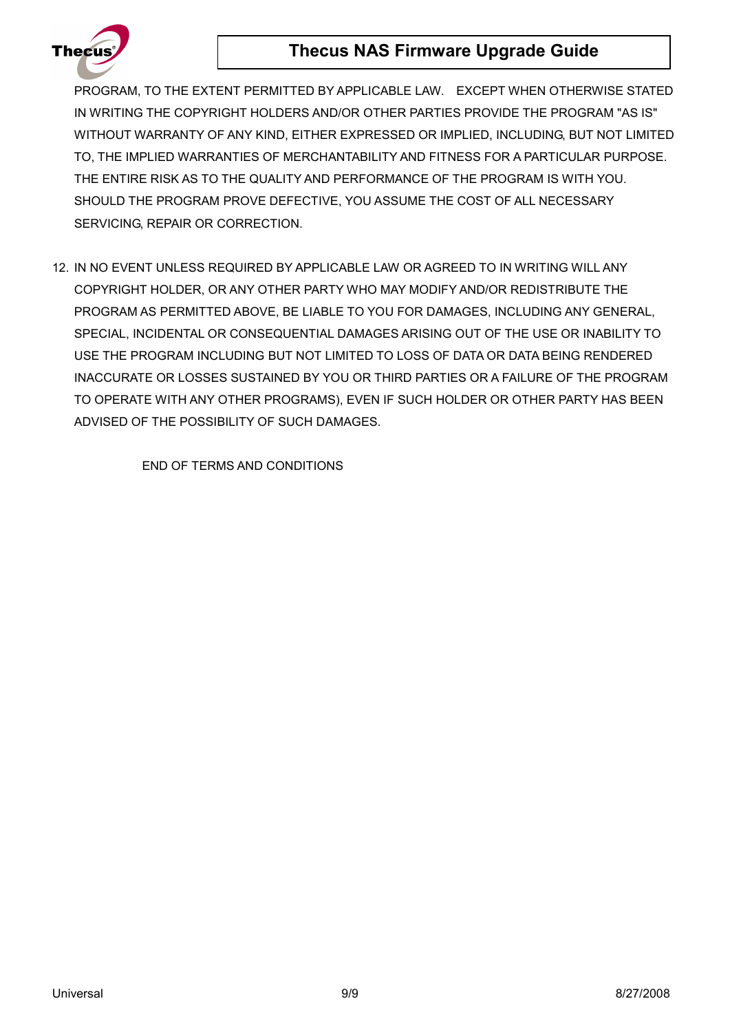PROGRAM, TO THE EXTENT PERMITTED BY APPLICABLE LAW. EXCEPT WHEN OTHERWISE STATED IN WRITING THE COPYRIGHT HOLDERS AND/OR OTHER PARTIES PROVIDE THE PROGRAM "AS IS" WITHOUT WARRANTY OF ANY KIND, EITHER EXPRESSED OR IMPLIED, INCLUDING, BUT NOT LIMITED TO, THE IMPLIED WARRANTIES OF MERCHANTABILITY AND FITNESS FOR A PARTICULAR PURPOSE. THE ENTIRE RISK AS TO THE QUALITY AND PERFORMANCE OF THE PROGRAM IS WITH YOU. SHOULD THE PROGRAM PROVE DEFECTIVE, YOU ASSUME THE COST OF ALL NECESSARY SERVICING, REPAIR OR CORRECTION.

12. IN NO EVENT UNLESS REQUIRED BY APPLICABLE LAW OR AGREED TO IN WRITING WILL ANY COPYRIGHT HOLDER, OR ANY OTHER PARTY WHO MAY MODIFY AND/OR REDISTRIBUTE THE PROGRAM AS PERMITTED ABOVE, BE LIABLE TO YOU FOR DAMAGES, INCLUDING ANY GENERAL, SPECIAL, INCIDENTAL OR CONSEQUENTIAL DAMAGES ARISING OUT OF THE USE OR INABILITY TO USE THE PROGRAM INCLUDING BUT NOT LIMITED TO LOSS OF DATA OR DATA BEING RENDERED INACCURATE OR LOSSES SUSTAINED BY YOU OR THIRD PARTIES OR A FAILURE OF THE PROGRAM TO OPERATE WITH ANY OTHER PROGRAMS), EVEN IF SUCH HOLDER OR OTHER PARTY HAS BEEN ADVISED OF THE POSSIBILITY OF SUCH DAMAGES.

END OF TERMS AND CONDITIONS